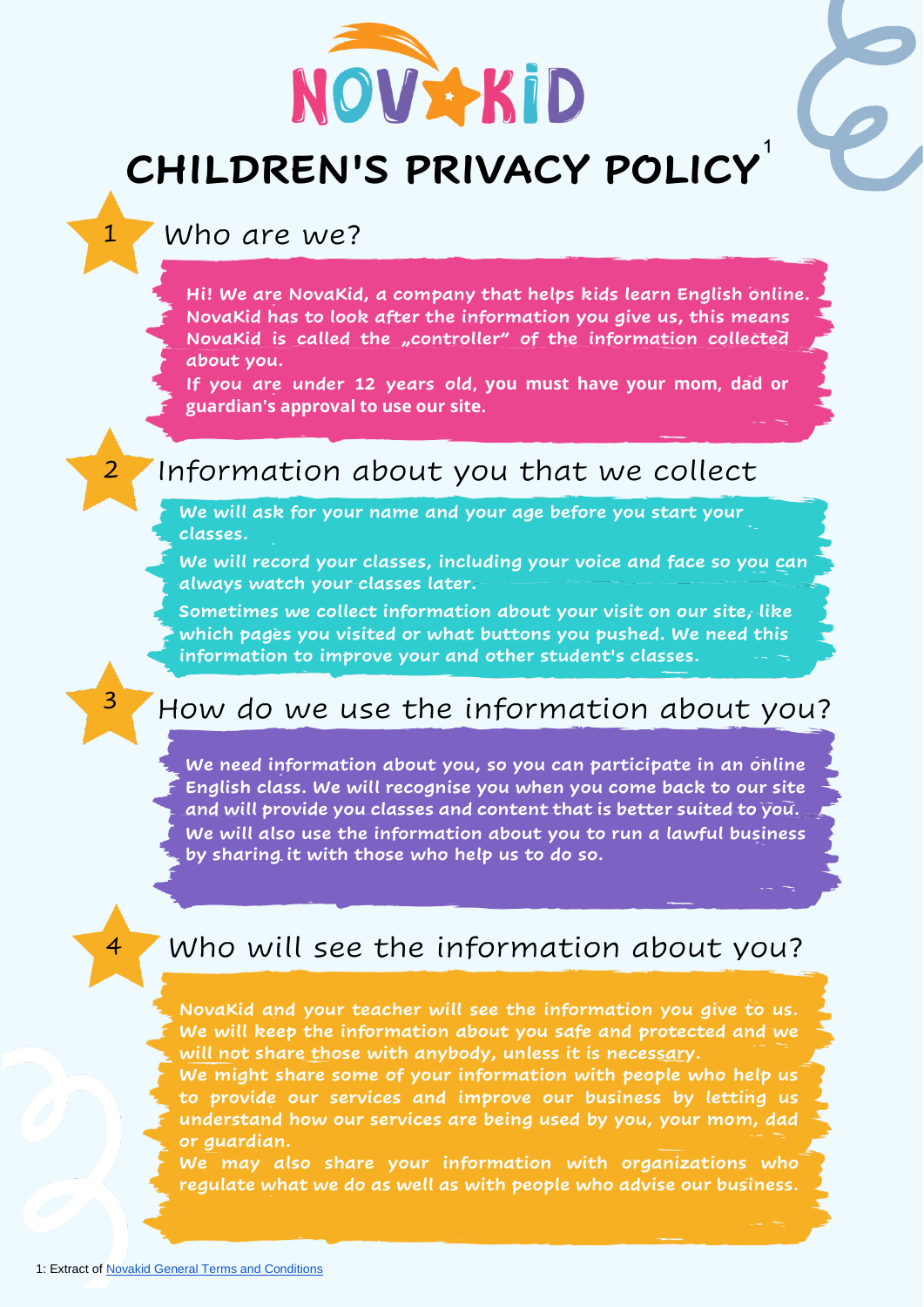NOVAKID

# CHILDREN'S PRIVACY POLICY[1]

## 1 Who are we?

**Hi! We are NovaKid, a company that helps kids learn English online. NovaKid has to look after the information you give us, this means NovaKid is called the „controller" of the information collected about you.**

**If you are under 12 years old, you must have your mom, dad or guardian's approval to use our site.**

## 2 Information about you that we collect

**We will ask for your name and your age before you start your classes.**

**We will record your classes, including your voice and face so you can always watch your classes later.**

**Sometimes we collect information about your visit on our site, like which pages you visited or what buttons you pushed. We need this information to improve your and other student's classes.**

## 3 How do we use the information about you?

**We need information about you, so you can participate in an online English class. We will recognise you when you come back to our site and will provide you classes and content that is better suited to you. We will also use the information about you to run a lawful business by sharing it with those who help us to do so.**

## 4 Who will see the information about you?

**NovaKid and your teacher will see the information you give to us. We will keep the information about you safe and protected and we will not share those with anybody, unless it is necessary.**

**We might share some of your information with people who help us to provide our services and improve our business by letting us understand how our services are being used by you, your mom, dad or guardian.**

**We may also share your information with organizations who regulate what we do as well as with people who advise our business.**

1: Extract of Novakid General Terms and Conditions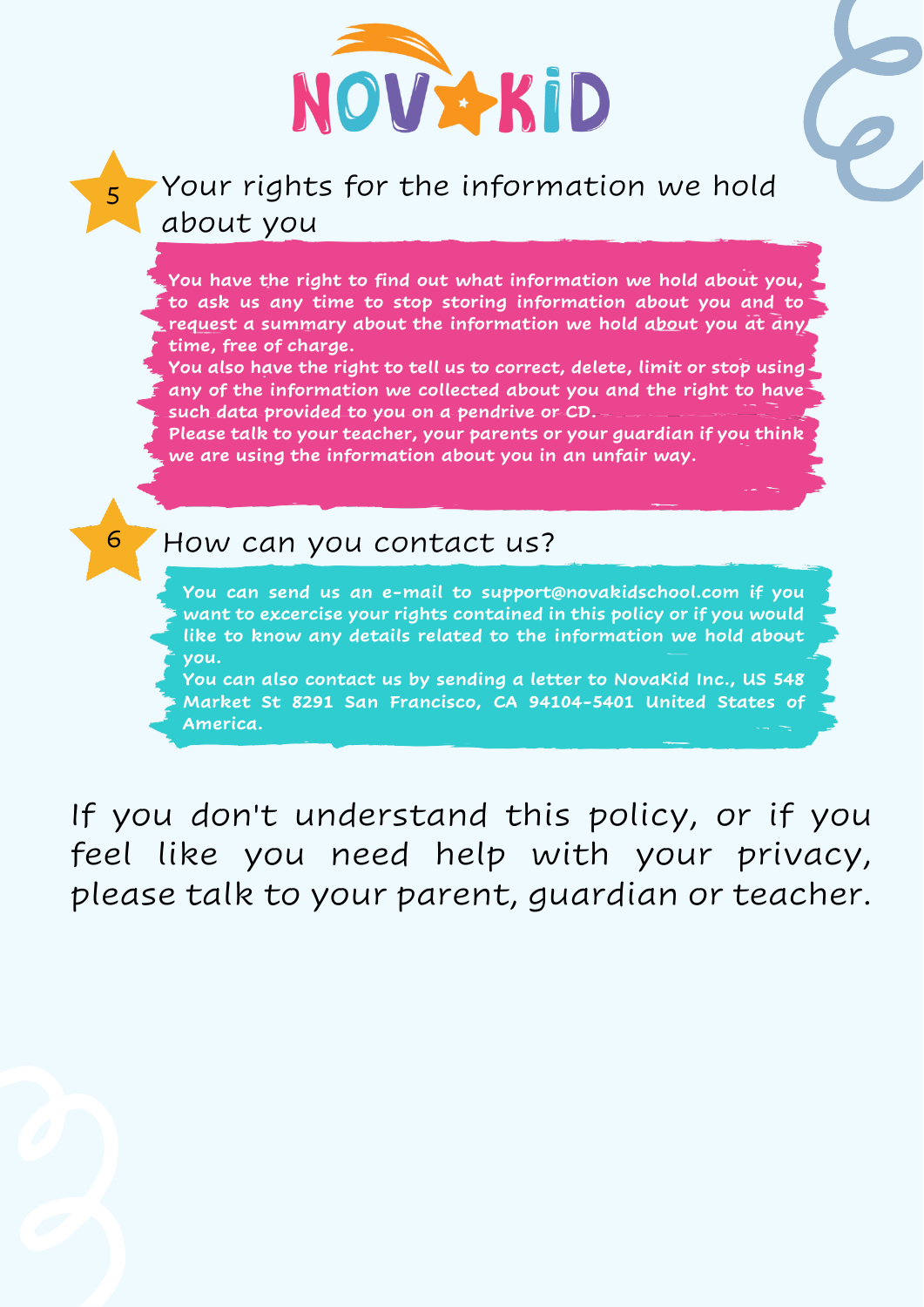# NOVAKID

## 5 Your rights for the information we hold about you

**You have the right to find out what information we hold about you, to ask us any time to stop storing information about you and to request a summary about the information we hold about you at any time, free of charge.**
**You also have the right to tell us to correct, delete, limit or stop using any of the information we collected about you and the right to have such data provided to you on a pendrive or CD.**
**Please talk to your teacher, your parents or your guardian if you think we are using the information about you in an unfair way.**

## 6 How can you contact us?

**You can send us an e-mail to support@novakidschool.com if you want to excercise your rights contained in this policy or if you would like to know any details related to the information we hold about you.**
**You can also contact us by sending a letter to NovaKid Inc., US 548 Market St 8291 San Francisco, CA 94104-5401 United States of America.**

If you don't understand this policy, or if you feel like you need help with your privacy, please talk to your parent, guardian or teacher.